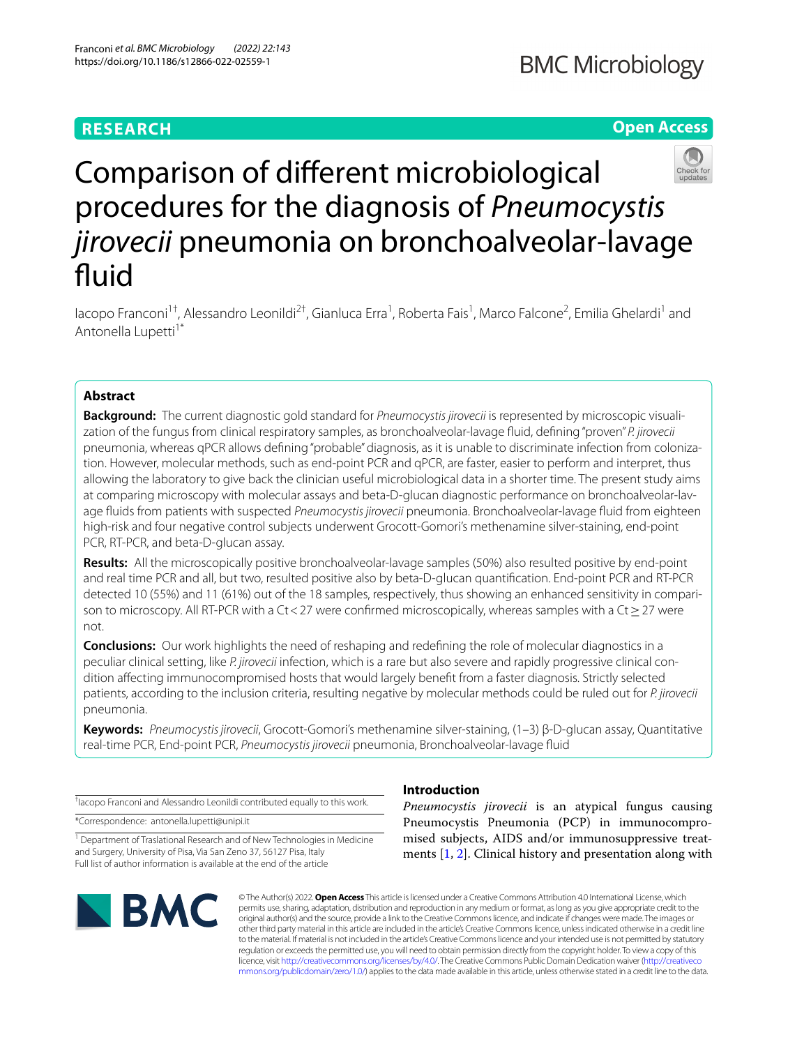RESEARCH

Open Access

# Comparison of different microbiological procedures for the diagnosis of *Pneumocystis jirovecii* pneumonia on bronchoalveolar-lavage fluid

Iacopo Franconi[1†], Alessandro Leonildi[2†], Gianluca Erra[1], Roberta Fais[1], Marco Falcone[2], Emilia Ghelardi[1] and Antonella Lupetti[1*]

## Abstract

**Background:** The current diagnostic gold standard for *Pneumocystis jirovecii* is represented by microscopic visualization of the fungus from clinical respiratory samples, as bronchoalveolar-lavage fluid, defining "proven" *P. jirovecii* pneumonia, whereas qPCR allows defining "probable" diagnosis, as it is unable to discriminate infection from colonization. However, molecular methods, such as end-point PCR and qPCR, are faster, easier to perform and interpret, thus allowing the laboratory to give back the clinician useful microbiological data in a shorter time. The present study aims at comparing microscopy with molecular assays and beta-D-glucan diagnostic performance on bronchoalveolar-lavage fluids from patients with suspected *Pneumocystis jirovecii* pneumonia. Bronchoalveolar-lavage fluid from eighteen high-risk and four negative control subjects underwent Grocott-Gomori's methenamine silver-staining, end-point PCR, RT-PCR, and beta-D-glucan assay.

**Results:** All the microscopically positive bronchoalveolar-lavage samples (50%) also resulted positive by end-point and real time PCR and all, but two, resulted positive also by beta-D-glucan quantification. End-point PCR and RT-PCR detected 10 (55%) and 11 (61%) out of the 18 samples, respectively, thus showing an enhanced sensitivity in comparison to microscopy. All RT-PCR with a Ct < 27 were confirmed microscopically, whereas samples with a Ct ≥ 27 were not.

**Conclusions:** Our work highlights the need of reshaping and redefining the role of molecular diagnostics in a peculiar clinical setting, like *P. jirovecii* infection, which is a rare but also severe and rapidly progressive clinical condition affecting immunocompromised hosts that would largely benefit from a faster diagnosis. Strictly selected patients, according to the inclusion criteria, resulting negative by molecular methods could be ruled out for *P. jirovecii* pneumonia.

**Keywords:** *Pneumocystis jirovecii*, Grocott-Gomori's methenamine silver-staining, (1–3) β-D-glucan assay, Quantitative real-time PCR, End-point PCR, *Pneumocystis jirovecii* pneumonia, Bronchoalveolar-lavage fluid

## Introduction

*Pneumocystis jirovecii* is an atypical fungus causing Pneumocystis Pneumonia (PCP) in immunocompromised subjects, AIDS and/or immunosuppressive treatments [1, 2]. Clinical history and presentation along with

†Iacopo Franconi and Alessandro Leonildi contributed equally to this work.

*Correspondence: antonella.lupetti@unipi.it

[1] Department of Traslational Research and of New Technologies in Medicine and Surgery, University of Pisa, Via San Zeno 37, 56127 Pisa, Italy
Full list of author information is available at the end of the article

© The Author(s) 2022. **Open Access** This article is licensed under a Creative Commons Attribution 4.0 International License, which permits use, sharing, adaptation, distribution and reproduction in any medium or format, as long as you give appropriate credit to the original author(s) and the source, provide a link to the Creative Commons licence, and indicate if changes were made. The images or other third party material in this article are included in the article's Creative Commons licence, unless indicated otherwise in a credit line to the material. If material is not included in the article's Creative Commons licence and your intended use is not permitted by statutory regulation or exceeds the permitted use, you will need to obtain permission directly from the copyright holder. To view a copy of this licence, visit http://creativecommons.org/licenses/by/4.0/. The Creative Commons Public Domain Dedication waiver (http://creativecommons.org/publicdomain/zero/1.0/) applies to the data made available in this article, unless otherwise stated in a credit line to the data.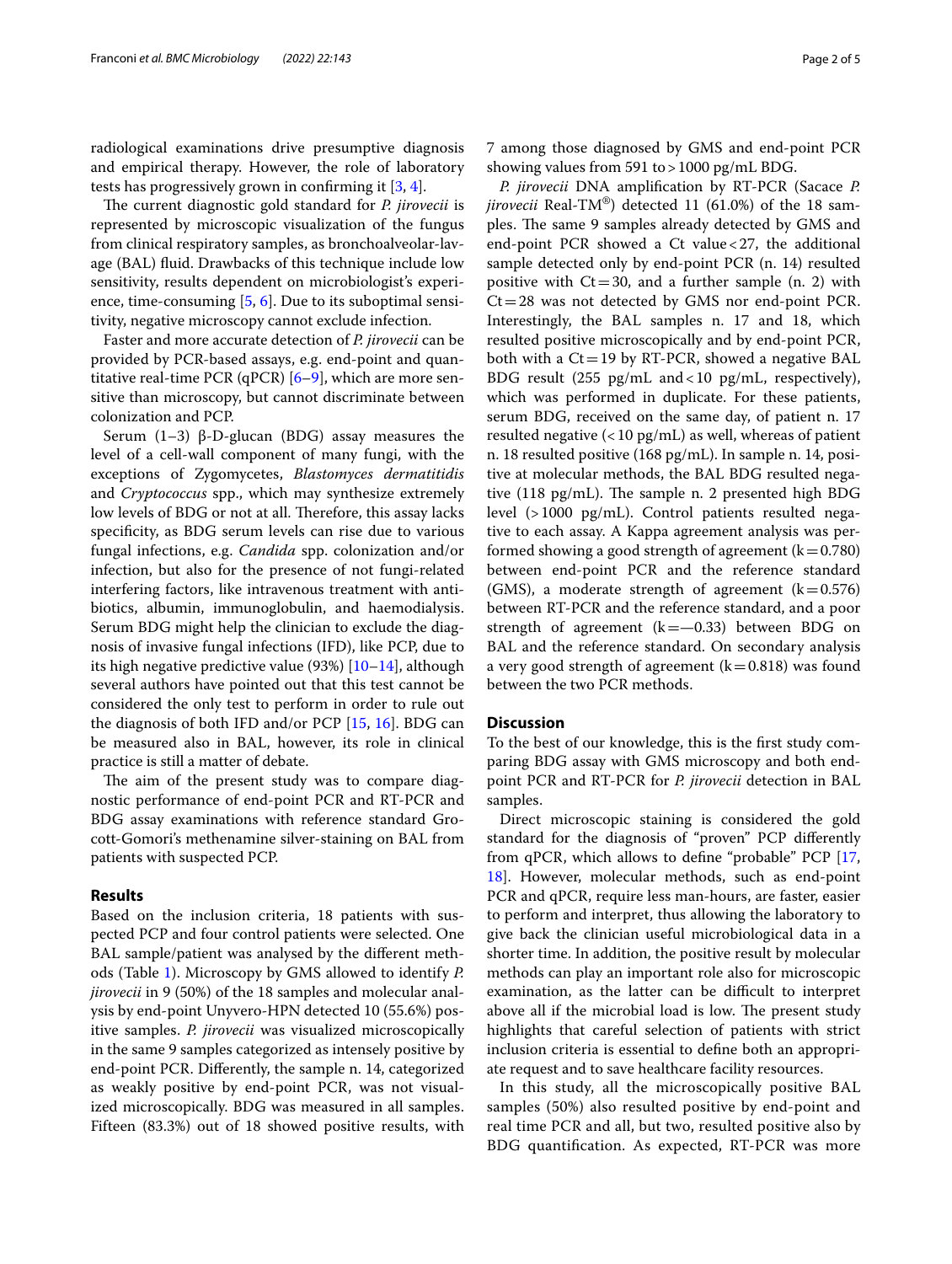radiological examinations drive presumptive diagnosis and empirical therapy. However, the role of laboratory tests has progressively grown in confirming it [3, 4].

The current diagnostic gold standard for *P. jirovecii* is represented by microscopic visualization of the fungus from clinical respiratory samples, as bronchoalveolar-lavage (BAL) fluid. Drawbacks of this technique include low sensitivity, results dependent on microbiologist's experience, time-consuming [5, 6]. Due to its suboptimal sensitivity, negative microscopy cannot exclude infection.

Faster and more accurate detection of *P. jirovecii* can be provided by PCR-based assays, e.g. end-point and quantitative real-time PCR (qPCR) [6–9], which are more sensitive than microscopy, but cannot discriminate between colonization and PCP.

Serum (1–3) β-D-glucan (BDG) assay measures the level of a cell-wall component of many fungi, with the exceptions of Zygomycetes, *Blastomyces dermatitidis* and *Cryptococcus* spp., which may synthesize extremely low levels of BDG or not at all. Therefore, this assay lacks specificity, as BDG serum levels can rise due to various fungal infections, e.g. *Candida* spp. colonization and/or infection, but also for the presence of not fungi-related interfering factors, like intravenous treatment with antibiotics, albumin, immunoglobulin, and haemodialysis. Serum BDG might help the clinician to exclude the diagnosis of invasive fungal infections (IFD), like PCP, due to its high negative predictive value (93%) [10–14], although several authors have pointed out that this test cannot be considered the only test to perform in order to rule out the diagnosis of both IFD and/or PCP [15, 16]. BDG can be measured also in BAL, however, its role in clinical practice is still a matter of debate.

The aim of the present study was to compare diagnostic performance of end-point PCR and RT-PCR and BDG assay examinations with reference standard Grocott-Gomori's methenamine silver-staining on BAL from patients with suspected PCP.

## Results

Based on the inclusion criteria, 18 patients with suspected PCP and four control patients were selected. One BAL sample/patient was analysed by the different methods (Table 1). Microscopy by GMS allowed to identify *P. jirovecii* in 9 (50%) of the 18 samples and molecular analysis by end-point Unyvero-HPN detected 10 (55.6%) positive samples. *P. jirovecii* was visualized microscopically in the same 9 samples categorized as intensely positive by end-point PCR. Differently, the sample n. 14, categorized as weakly positive by end-point PCR, was not visualized microscopically. BDG was measured in all samples. Fifteen (83.3%) out of 18 showed positive results, with 7 among those diagnosed by GMS and end-point PCR showing values from 591 to >1000 pg/mL BDG.

*P. jirovecii* DNA amplification by RT-PCR (Sacace *P. jirovecii* Real-TM®) detected 11 (61.0%) of the 18 samples. The same 9 samples already detected by GMS and end-point PCR showed a Ct value <27, the additional sample detected only by end-point PCR (n. 14) resulted positive with Ct = 30, and a further sample (n. 2) with Ct = 28 was not detected by GMS nor end-point PCR. Interestingly, the BAL samples n. 17 and 18, which resulted positive microscopically and by end-point PCR, both with a Ct = 19 by RT-PCR, showed a negative BAL BDG result (255 pg/mL and <10 pg/mL, respectively), which was performed in duplicate. For these patients, serum BDG, received on the same day, of patient n. 17 resulted negative (<10 pg/mL) as well, whereas of patient n. 18 resulted positive (168 pg/mL). In sample n. 14, positive at molecular methods, the BAL BDG resulted negative (118 pg/mL). The sample n. 2 presented high BDG level (>1000 pg/mL). Control patients resulted negative to each assay. A Kappa agreement analysis was performed showing a good strength of agreement (k = 0.780) between end-point PCR and the reference standard (GMS), a moderate strength of agreement (k = 0.576) between RT-PCR and the reference standard, and a poor strength of agreement (k = —0.33) between BDG on BAL and the reference standard. On secondary analysis a very good strength of agreement (k = 0.818) was found between the two PCR methods.

## Discussion

To the best of our knowledge, this is the first study comparing BDG assay with GMS microscopy and both end-point PCR and RT-PCR for *P. jirovecii* detection in BAL samples.

Direct microscopic staining is considered the gold standard for the diagnosis of "proven" PCP differently from qPCR, which allows to define "probable" PCP [17, 18]. However, molecular methods, such as end-point PCR and qPCR, require less man-hours, are faster, easier to perform and interpret, thus allowing the laboratory to give back the clinician useful microbiological data in a shorter time. In addition, the positive result by molecular methods can play an important role also for microscopic examination, as the latter can be difficult to interpret above all if the microbial load is low. The present study highlights that careful selection of patients with strict inclusion criteria is essential to define both an appropriate request and to save healthcare facility resources.

In this study, all the microscopically positive BAL samples (50%) also resulted positive by end-point and real time PCR and all, but two, resulted positive also by BDG quantification. As expected, RT-PCR was more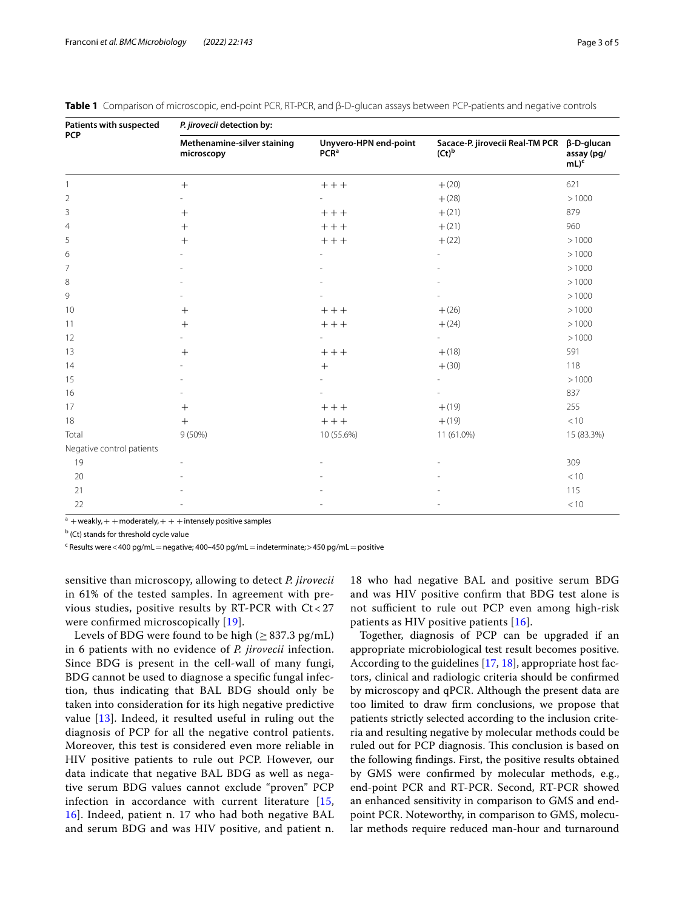**Table 1** Comparison of microscopic, end-point PCR, RT-PCR, and β-D-glucan assays between PCP-patients and negative controls

| Patients with suspected PCP | *P. jirovecii* detection by: | | | |
|---|---|---|---|---|
| | Methenamine-silver staining microscopy | Unyvero-HPN end-point PCR[a] | Sacace-P. jirovecii Real-TM PCR (Ct)[b] | β-D-glucan assay (pg/mL)[c] |
| 1 | + | +++ | + (20) | 621 |
| 2 | - | - | + (28) | > 1000 |
| 3 | + | +++ | + (21) | 879 |
| 4 | + | +++ | + (21) | 960 |
| 5 | + | +++ | + (22) | > 1000 |
| 6 | - | - | - | > 1000 |
| 7 | - | - | - | > 1000 |
| 8 | - | - | - | > 1000 |
| 9 | - | - | - | > 1000 |
| 10 | + | +++ | + (26) | > 1000 |
| 11 | + | +++ | + (24) | > 1000 |
| 12 | - | - | - | > 1000 |
| 13 | + | +++ | + (18) | 591 |
| 14 | - | + | + (30) | 118 |
| 15 | - | - | - | > 1000 |
| 16 | - | - | - | 837 |
| 17 | + | +++ | + (19) | 255 |
| 18 | + | +++ | + (19) | < 10 |
| Total | 9 (50%) | 10 (55.6%) | 11 (61.0%) | 15 (83.3%) |
| Negative control patients | | | | |
| 19 | - | - | - | 309 |
| 20 | - | - | - | < 10 |
| 21 | - | - | - | 115 |
| 22 | - | - | - | < 10 |

[a] + weakly, ++ moderately, +++ intensely positive samples

[b] (Ct) stands for threshold cycle value

[c] Results were < 400 pg/mL = negative; 400–450 pg/mL = indeterminate; > 450 pg/mL = positive

sensitive than microscopy, allowing to detect *P. jirovecii* in 61% of the tested samples. In agreement with previous studies, positive results by RT-PCR with Ct < 27 were confirmed microscopically [19].

Levels of BDG were found to be high (≥ 837.3 pg/mL) in 6 patients with no evidence of *P. jirovecii* infection. Since BDG is present in the cell-wall of many fungi, BDG cannot be used to diagnose a specific fungal infection, thus indicating that BAL BDG should only be taken into consideration for its high negative predictive value [13]. Indeed, it resulted useful in ruling out the diagnosis of PCP for all the negative control patients. Moreover, this test is considered even more reliable in HIV positive patients to rule out PCP. However, our data indicate that negative BAL BDG as well as negative serum BDG values cannot exclude "proven" PCP infection in accordance with current literature [15, 16]. Indeed, patient n. 17 who had both negative BAL and serum BDG and was HIV positive, and patient n. 18 who had negative BAL and positive serum BDG and was HIV positive confirm that BDG test alone is not sufficient to rule out PCP even among high-risk patients as HIV positive patients [16].

Together, diagnosis of PCP can be upgraded if an appropriate microbiological test result becomes positive. According to the guidelines [17, 18], appropriate host factors, clinical and radiologic criteria should be confirmed by microscopy and qPCR. Although the present data are too limited to draw firm conclusions, we propose that patients strictly selected according to the inclusion criteria and resulting negative by molecular methods could be ruled out for PCP diagnosis. This conclusion is based on the following findings. First, the positive results obtained by GMS were confirmed by molecular methods, e.g., end-point PCR and RT-PCR. Second, RT-PCR showed an enhanced sensitivity in comparison to GMS and end-point PCR. Noteworthy, in comparison to GMS, molecular methods require reduced man-hour and turnaround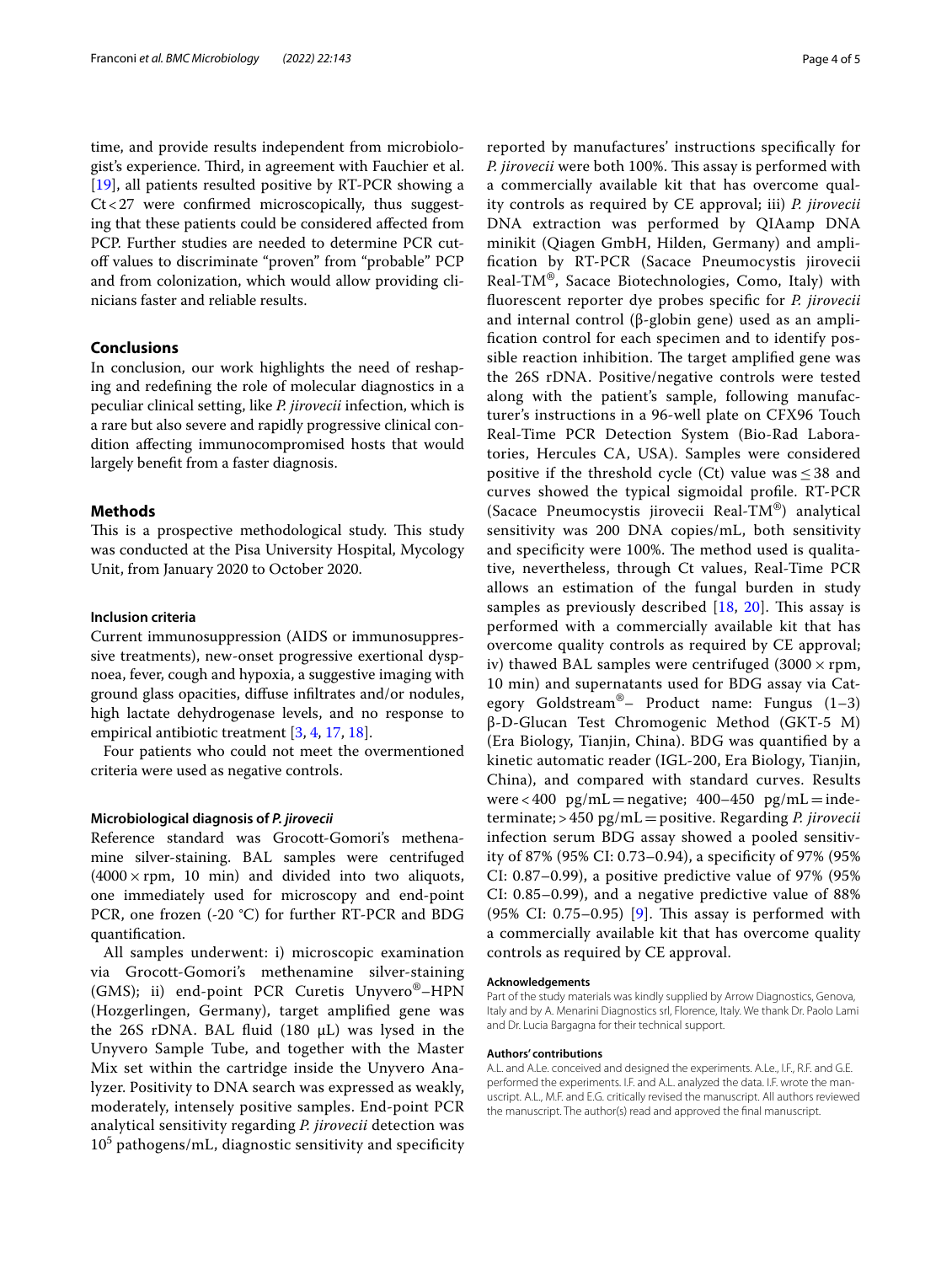time, and provide results independent from microbiologist's experience. Third, in agreement with Fauchier et al. [19], all patients resulted positive by RT-PCR showing a Ct < 27 were confirmed microscopically, thus suggesting that these patients could be considered affected from PCP. Further studies are needed to determine PCR cutoff values to discriminate "proven" from "probable" PCP and from colonization, which would allow providing clinicians faster and reliable results.

## Conclusions

In conclusion, our work highlights the need of reshaping and redefining the role of molecular diagnostics in a peculiar clinical setting, like *P. jirovecii* infection, which is a rare but also severe and rapidly progressive clinical condition affecting immunocompromised hosts that would largely benefit from a faster diagnosis.

## Methods

This is a prospective methodological study. This study was conducted at the Pisa University Hospital, Mycology Unit, from January 2020 to October 2020.

### Inclusion criteria

Current immunosuppression (AIDS or immunosuppressive treatments), new-onset progressive exertional dyspnoea, fever, cough and hypoxia, a suggestive imaging with ground glass opacities, diffuse infiltrates and/or nodules, high lactate dehydrogenase levels, and no response to empirical antibiotic treatment [3, 4, 17, 18].

Four patients who could not meet the overmentioned criteria were used as negative controls.

### Microbiological diagnosis of *P. jirovecii*

Reference standard was Grocott-Gomori's methenamine silver-staining. BAL samples were centrifuged (4000 × rpm, 10 min) and divided into two aliquots, one immediately used for microscopy and end-point PCR, one frozen (-20 °C) for further RT-PCR and BDG quantification.

All samples underwent: i) microscopic examination via Grocott-Gomori's methenamine silver-staining (GMS); ii) end-point PCR Curetis Unyvero®–HPN (Hozgerlingen, Germany), target amplified gene was the 26S rDNA. BAL fluid (180 µL) was lysed in the Unyvero Sample Tube, and together with the Master Mix set within the cartridge inside the Unyvero Analyzer. Positivity to DNA search was expressed as weakly, moderately, intensely positive samples. End-point PCR analytical sensitivity regarding *P. jirovecii* detection was $10^5$ pathogens/mL, diagnostic sensitivity and specificity reported by manufactures' instructions specifically for *P. jirovecii* were both 100%. This assay is performed with a commercially available kit that has overcome quality controls as required by CE approval; iii) *P. jirovecii* DNA extraction was performed by QIAamp DNA minikit (Qiagen GmbH, Hilden, Germany) and amplification by RT-PCR (Sacace Pneumocystis jirovecii Real-TM®, Sacace Biotechnologies, Como, Italy) with fluorescent reporter dye probes specific for *P. jirovecii* and internal control (β-globin gene) used as an amplification control for each specimen and to identify possible reaction inhibition. The target amplified gene was the 26S rDNA. Positive/negative controls were tested along with the patient's sample, following manufacturer's instructions in a 96-well plate on CFX96 Touch Real-Time PCR Detection System (Bio-Rad Laboratories, Hercules CA, USA). Samples were considered positive if the threshold cycle (Ct) value was ≤ 38 and curves showed the typical sigmoidal profile. RT-PCR (Sacace Pneumocystis jirovecii Real-TM®) analytical sensitivity was 200 DNA copies/mL, both sensitivity and specificity were 100%. The method used is qualitative, nevertheless, through Ct values, Real-Time PCR allows an estimation of the fungal burden in study samples as previously described [18, 20]. This assay is performed with a commercially available kit that has overcome quality controls as required by CE approval; iv) thawed BAL samples were centrifuged (3000 × rpm, 10 min) and supernatants used for BDG assay via Category Goldstream®– Product name: Fungus (1–3) β-D-Glucan Test Chromogenic Method (GKT-5 M) (Era Biology, Tianjin, China). BDG was quantified by a kinetic automatic reader (IGL-200, Era Biology, Tianjin, China), and compared with standard curves. Results were < 400 pg/mL = negative; 400–450 pg/mL = indeterminate; > 450 pg/mL = positive. Regarding *P. jirovecii* infection serum BDG assay showed a pooled sensitivity of 87% (95% CI: 0.73–0.94), a specificity of 97% (95% CI: 0.87–0.99), a positive predictive value of 97% (95% CI: 0.85–0.99), and a negative predictive value of 88% (95% CI: 0.75–0.95) [9]. This assay is performed with a commercially available kit that has overcome quality controls as required by CE approval.

#### Acknowledgements

Part of the study materials was kindly supplied by Arrow Diagnostics, Genova, Italy and by A. Menarini Diagnostics srl, Florence, Italy. We thank Dr. Paolo Lami and Dr. Lucia Bargagna for their technical support.

#### Authors' contributions

A.L. and A.Le. conceived and designed the experiments. A.Le., I.F., R.F. and G.E. performed the experiments. I.F. and A.L. analyzed the data. I.F. wrote the manuscript. A.L., M.F. and E.G. critically revised the manuscript. All authors reviewed the manuscript. The author(s) read and approved the final manuscript.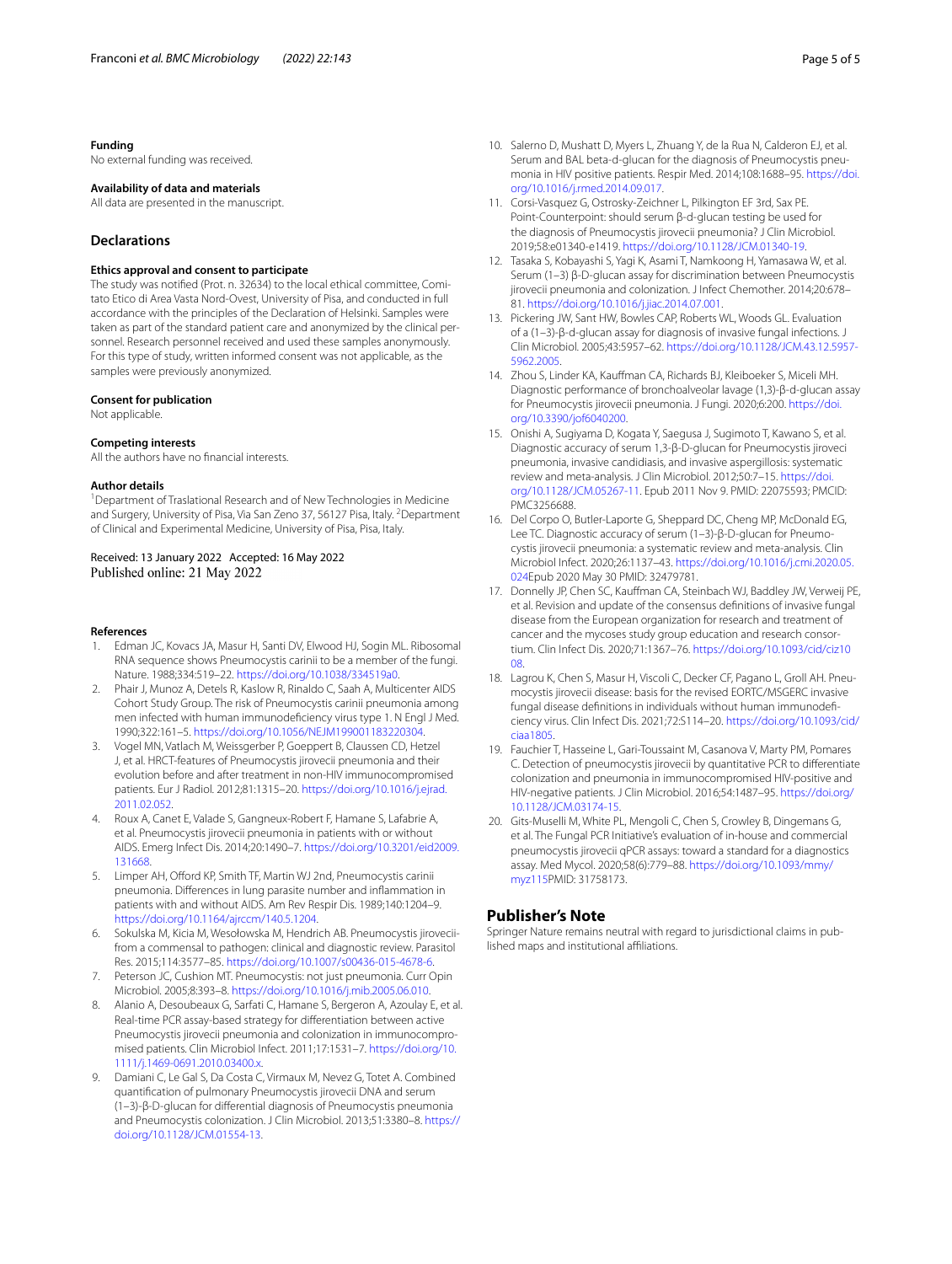### Funding

No external funding was received.

### Availability of data and materials

All data are presented in the manuscript.

## Declarations

### Ethics approval and consent to participate

The study was notified (Prot. n. 32634) to the local ethical committee, Comitato Etico di Area Vasta Nord-Ovest, University of Pisa, and conducted in full accordance with the principles of the Declaration of Helsinki. Samples were taken as part of the standard patient care and anonymized by the clinical personnel. Research personnel received and used these samples anonymously. For this type of study, written informed consent was not applicable, as the samples were previously anonymized.

### Consent for publication

Not applicable.

### Competing interests

All the authors have no financial interests.

### Author details

[1] Department of Traslational Research and of New Technologies in Medicine and Surgery, University of Pisa, Via San Zeno 37, 56127 Pisa, Italy. [2] Department of Clinical and Experimental Medicine, University of Pisa, Pisa, Italy.

Received: 13 January 2022 Accepted: 16 May 2022
Published online: 21 May 2022

### References

1. Edman JC, Kovacs JA, Masur H, Santi DV, Elwood HJ, Sogin ML. Ribosomal RNA sequence shows Pneumocystis carinii to be a member of the fungi. Nature. 1988;334:519–22. https://doi.org/10.1038/334519a0.
2. Phair J, Munoz A, Detels R, Kaslow R, Rinaldo C, Saah A, Multicenter AIDS Cohort Study Group. The risk of Pneumocystis carinii pneumonia among men infected with human immunodeficiency virus type 1. N Engl J Med. 1990;322:161–5. https://doi.org/10.1056/NEJM199001183220304.
3. Vogel MN, Vatlach M, Weissgerber P, Goeppert B, Claussen CD, Hetzel J, et al. HRCT-features of Pneumocystis jirovecii pneumonia and their evolution before and after treatment in non-HIV immunocompromised patients. Eur J Radiol. 2012;81:1315–20. https://doi.org/10.1016/j.ejrad.2011.02.052.
4. Roux A, Canet E, Valade S, Gangneux-Robert F, Hamane S, Lafabrie A, et al. Pneumocystis jirovecii pneumonia in patients with or without AIDS. Emerg Infect Dis. 2014;20:1490–7. https://doi.org/10.3201/eid2009.131668.
5. Limper AH, Offord KP, Smith TF, Martin WJ 2nd, Pneumocystis carinii pneumonia. Differences in lung parasite number and inflammation in patients with and without AIDS. Am Rev Respir Dis. 1989;140:1204–9. https://doi.org/10.1164/ajrccm/140.5.1204.
6. Sokulska M, Kicia M, Wesołowska M, Hendrich AB. Pneumocystis jirovecii-from a commensal to pathogen: clinical and diagnostic review. Parasitol Res. 2015;114:3577–85. https://doi.org/10.1007/s00436-015-4678-6.
7. Peterson JC, Cushion MT. Pneumocystis: not just pneumonia. Curr Opin Microbiol. 2005;8:393–8. https://doi.org/10.1016/j.mib.2005.06.010.
8. Alanio A, Desoubeaux G, Sarfati C, Hamane S, Bergeron A, Azoulay E, et al. Real-time PCR assay-based strategy for differentiation between active Pneumocystis jirovecii pneumonia and colonization in immunocompromised patients. Clin Microbiol Infect. 2011;17:1531–7. https://doi.org/10.1111/j.1469-0691.2010.03400.x.
9. Damiani C, Le Gal S, Da Costa C, Virmaux M, Nevez G, Totet A. Combined quantification of pulmonary Pneumocystis jirovecii DNA and serum (1–3)-β-D-glucan for differential diagnosis of Pneumocystis pneumonia and Pneumocystis colonization. J Clin Microbiol. 2013;51:3380–8. https://doi.org/10.1128/JCM.01554-13.
10. Salerno D, Mushatt D, Myers L, Zhuang Y, de la Rua N, Calderon EJ, et al. Serum and BAL beta-d-glucan for the diagnosis of Pneumocystis pneumonia in HIV positive patients. Respir Med. 2014;108:1688–95. https://doi.org/10.1016/j.rmed.2014.09.017.
11. Corsi-Vasquez G, Ostrosky-Zeichner L, Pilkington EF 3rd, Sax PE. Point-Counterpoint: should serum β-d-glucan testing be used for the diagnosis of Pneumocystis jirovecii pneumonia? J Clin Microbiol. 2019;58:e01340-e1419. https://doi.org/10.1128/JCM.01340-19.
12. Tasaka S, Kobayashi S, Yagi K, Asami T, Namkoong H, Yamasawa W, et al. Serum (1–3) β-D-glucan assay for discrimination between Pneumocystis jirovecii pneumonia and colonization. J Infect Chemother. 2014;20:678–81. https://doi.org/10.1016/j.jiac.2014.07.001.
13. Pickering JW, Sant HW, Bowles CAP, Roberts WL, Woods GL. Evaluation of a (1–3)-β-d-glucan assay for diagnosis of invasive fungal infections. J Clin Microbiol. 2005;43:5957–62. https://doi.org/10.1128/JCM.43.12.5957-5962.2005.
14. Zhou S, Linder KA, Kauffman CA, Richards BJ, Kleiboeker S, Miceli MH. Diagnostic performance of bronchoalveolar lavage (1,3)-β-d-glucan assay for Pneumocystis jirovecii pneumonia. J Fungi. 2020;6:200. https://doi.org/10.3390/jof6040200.
15. Onishi A, Sugiyama D, Kogata Y, Saegusa J, Sugimoto T, Kawano S, et al. Diagnostic accuracy of serum 1,3-β-D-glucan for Pneumocystis jiroveci pneumonia, invasive candidiasis, and invasive aspergillosis: systematic review and meta-analysis. J Clin Microbiol. 2012;50:7–15. https://doi.org/10.1128/JCM.05267-11. Epub 2011 Nov 9. PMID: 22075593; PMCID: PMC3256688.
16. Del Corpo O, Butler-Laporte G, Sheppard DC, Cheng MP, McDonald EG, Lee TC. Diagnostic accuracy of serum (1–3)-β-D-glucan for Pneumocystis jirovecii pneumonia: a systematic review and meta-analysis. Clin Microbiol Infect. 2020;26:1137–43. https://doi.org/10.1016/j.cmi.2020.05.024Epub 2020 May 30 PMID: 32479781.
17. Donnelly JP, Chen SC, Kauffman CA, Steinbach WJ, Baddley JW, Verweij PE, et al. Revision and update of the consensus definitions of invasive fungal disease from the European organization for research and treatment of cancer and the mycoses study group education and research consortium. Clin Infect Dis. 2020;71:1367–76. https://doi.org/10.1093/cid/ciz1008.
18. Lagrou K, Chen S, Masur H, Viscoli C, Decker CF, Pagano L, Groll AH. Pneumocystis jirovecii disease: basis for the revised EORTC/MSGERC invasive fungal disease definitions in individuals without human immunodeficiency virus. Clin Infect Dis. 2021;72:S114–20. https://doi.org/10.1093/cid/ciaa1805.
19. Fauchier T, Hasseine L, Gari-Toussaint M, Casanova V, Marty PM, Pomares C. Detection of pneumocystis jirovecii by quantitative PCR to differentiate colonization and pneumonia in immunocompromised HIV-positive and HIV-negative patients. J Clin Microbiol. 2016;54:1487–95. https://doi.org/10.1128/JCM.03174-15.
20. Gits-Muselli M, White PL, Mengoli C, Chen S, Crowley B, Dingemans G, et al. The Fungal PCR Initiative's evaluation of in-house and commercial pneumocystis jirovecii qPCR assays: toward a standard for a diagnostics assay. Med Mycol. 2020;58(6):779–88. https://doi.org/10.1093/mmy/myz115PMID: 31758173.

## Publisher's Note

Springer Nature remains neutral with regard to jurisdictional claims in published maps and institutional affiliations.